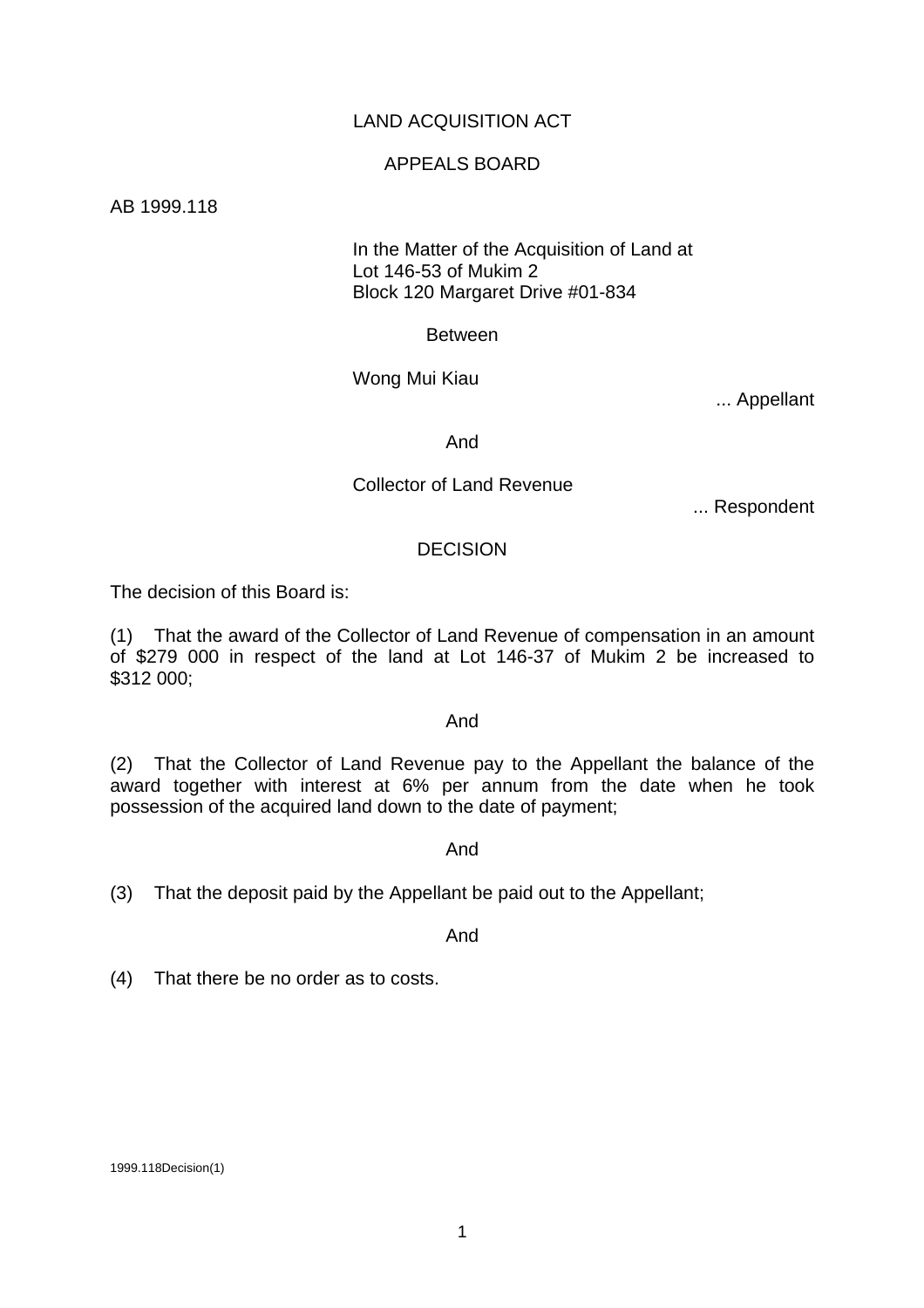LAND ACQUISITION ACT

APPEALS BOARD

AB 1999.118

In the Matter of the Acquisition of Land at
Lot 146-53 of Mukim 2
Block 120 Margaret Drive #01-834

Between

Wong Mui Kiau

... Appellant

And

Collector of Land Revenue

... Respondent

## DECISION

The decision of this Board is:

(1) That the award of the Collector of Land Revenue of compensation in an amount of $279 000 in respect of the land at Lot 146-37 of Mukim 2 be increased to $312 000;

And

(2) That the Collector of Land Revenue pay to the Appellant the balance of the award together with interest at 6% per annum from the date when he took possession of the acquired land down to the date of payment;

And

(3) That the deposit paid by the Appellant be paid out to the Appellant;

And

(4) That there be no order as to costs.

1999.118Decision(1)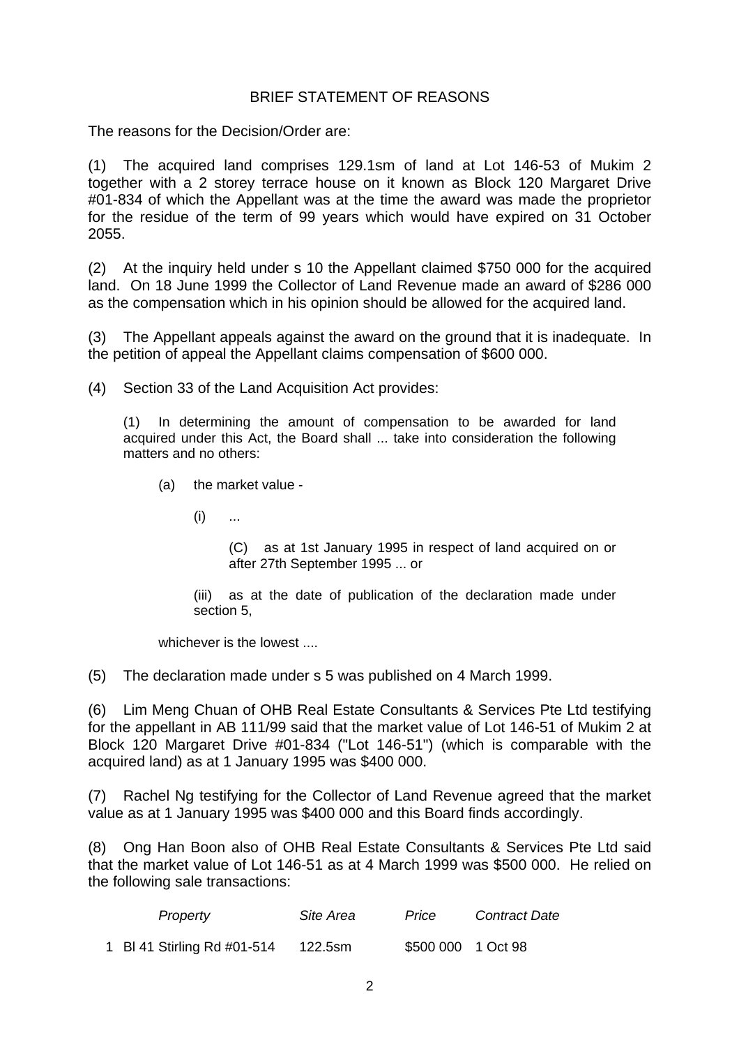## BRIEF STATEMENT OF REASONS

The reasons for the Decision/Order are:

(1) The acquired land comprises 129.1sm of land at Lot 146-53 of Mukim 2 together with a 2 storey terrace house on it known as Block 120 Margaret Drive #01-834 of which the Appellant was at the time the award was made the proprietor for the residue of the term of 99 years which would have expired on 31 October 2055.

(2) At the inquiry held under s 10 the Appellant claimed $750 000 for the acquired land. On 18 June 1999 the Collector of Land Revenue made an award of $286 000 as the compensation which in his opinion should be allowed for the acquired land.

(3) The Appellant appeals against the award on the ground that it is inadequate. In the petition of appeal the Appellant claims compensation of $600 000.

(4) Section 33 of the Land Acquisition Act provides:

> (1) In determining the amount of compensation to be awarded for land acquired under this Act, the Board shall ... take into consideration the following matters and no others:
>
> (a) the market value -
>
> (i) ...
>
> (C) as at 1st January 1995 in respect of land acquired on or after 27th September 1995 ... or
>
> (iii) as at the date of publication of the declaration made under section 5,
>
> whichever is the lowest ....

(5) The declaration made under s 5 was published on 4 March 1999.

(6) Lim Meng Chuan of OHB Real Estate Consultants & Services Pte Ltd testifying for the appellant in AB 111/99 said that the market value of Lot 146-51 of Mukim 2 at Block 120 Margaret Drive #01-834 ("Lot 146-51") (which is comparable with the acquired land) as at 1 January 1995 was $400 000.

(7) Rachel Ng testifying for the Collector of Land Revenue agreed that the market value as at 1 January 1995 was $400 000 and this Board finds accordingly.

(8) Ong Han Boon also of OHB Real Estate Consultants & Services Pte Ltd said that the market value of Lot 146-51 as at 4 March 1999 was $500 000. He relied on the following sale transactions:

| | *Property* | *Site Area* | *Price* | *Contract Date* |
|---|---|---|---|---|
| 1 | Bl 41 Stirling Rd #01-514 | 122.5sm | $500 000 | 1 Oct 98 |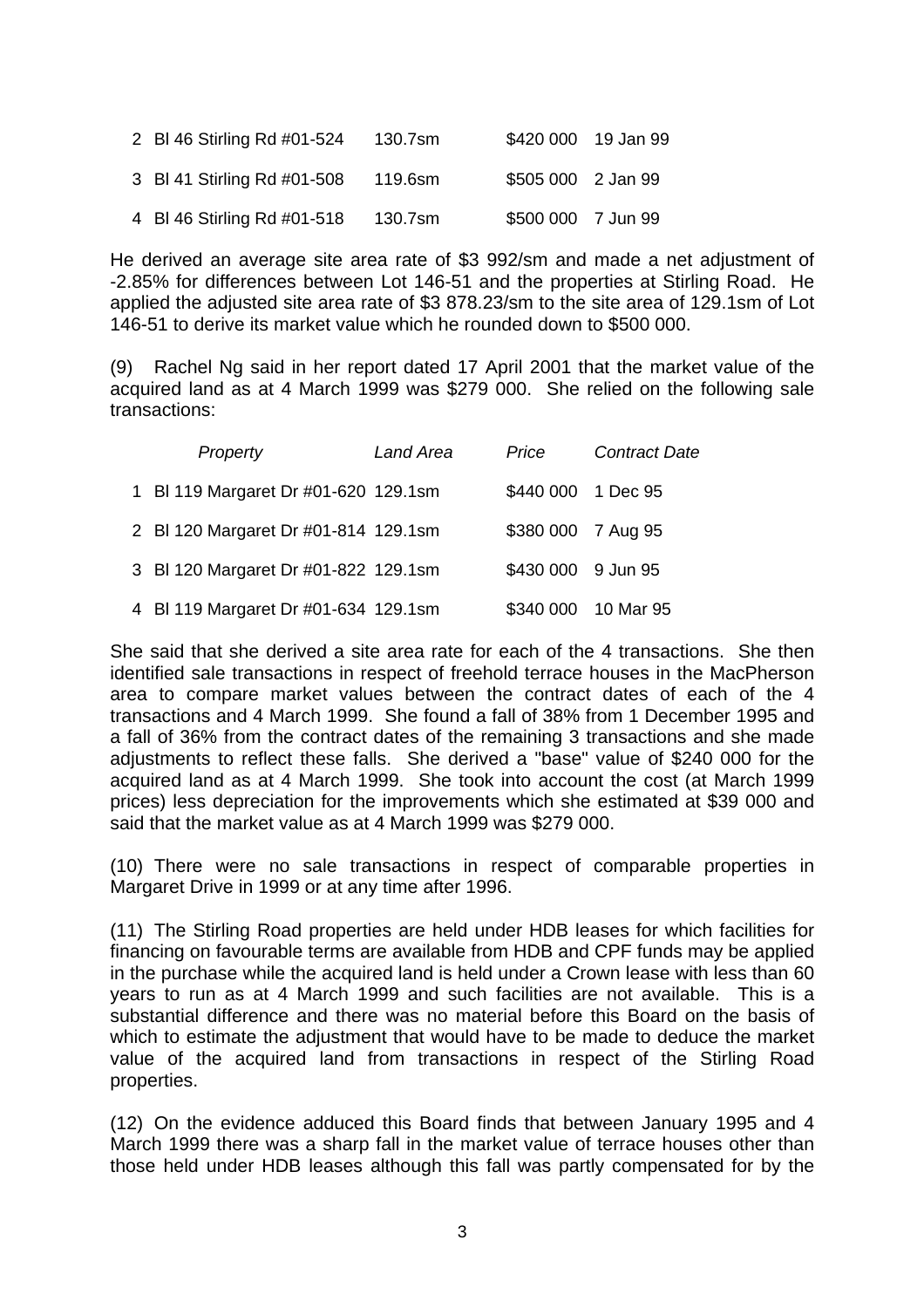| | | | | |
|---|---|---|---|---|
| 2 | Bl 46 Stirling Rd #01-524 | 130.7sm | $420 000 | 19 Jan 99 |
| 3 | Bl 41 Stirling Rd #01-508 | 119.6sm | $505 000 | 2 Jan 99 |
| 4 | Bl 46 Stirling Rd #01-518 | 130.7sm | $500 000 | 7 Jun 99 |

He derived an average site area rate of $3 992/sm and made a net adjustment of -2.85% for differences between Lot 146-51 and the properties at Stirling Road. He applied the adjusted site area rate of $3 878.23/sm to the site area of 129.1sm of Lot 146-51 to derive its market value which he rounded down to $500 000.

(9) Rachel Ng said in her report dated 17 April 2001 that the market value of the acquired land as at 4 March 1999 was $279 000. She relied on the following sale transactions:

| | *Property* | *Land Area* | *Price* | *Contract Date* |
|---|---|---|---|---|
| 1 | Bl 119 Margaret Dr #01-620 | 129.1sm | $440 000 | 1 Dec 95 |
| 2 | Bl 120 Margaret Dr #01-814 | 129.1sm | $380 000 | 7 Aug 95 |
| 3 | Bl 120 Margaret Dr #01-822 | 129.1sm | $430 000 | 9 Jun 95 |
| 4 | Bl 119 Margaret Dr #01-634 | 129.1sm | $340 000 | 10 Mar 95 |

She said that she derived a site area rate for each of the 4 transactions. She then identified sale transactions in respect of freehold terrace houses in the MacPherson area to compare market values between the contract dates of each of the 4 transactions and 4 March 1999. She found a fall of 38% from 1 December 1995 and a fall of 36% from the contract dates of the remaining 3 transactions and she made adjustments to reflect these falls. She derived a "base" value of $240 000 for the acquired land as at 4 March 1999. She took into account the cost (at March 1999 prices) less depreciation for the improvements which she estimated at $39 000 and said that the market value as at 4 March 1999 was $279 000.

(10) There were no sale transactions in respect of comparable properties in Margaret Drive in 1999 or at any time after 1996.

(11) The Stirling Road properties are held under HDB leases for which facilities for financing on favourable terms are available from HDB and CPF funds may be applied in the purchase while the acquired land is held under a Crown lease with less than 60 years to run as at 4 March 1999 and such facilities are not available. This is a substantial difference and there was no material before this Board on the basis of which to estimate the adjustment that would have to be made to deduce the market value of the acquired land from transactions in respect of the Stirling Road properties.

(12) On the evidence adduced this Board finds that between January 1995 and 4 March 1999 there was a sharp fall in the market value of terrace houses other than those held under HDB leases although this fall was partly compensated for by the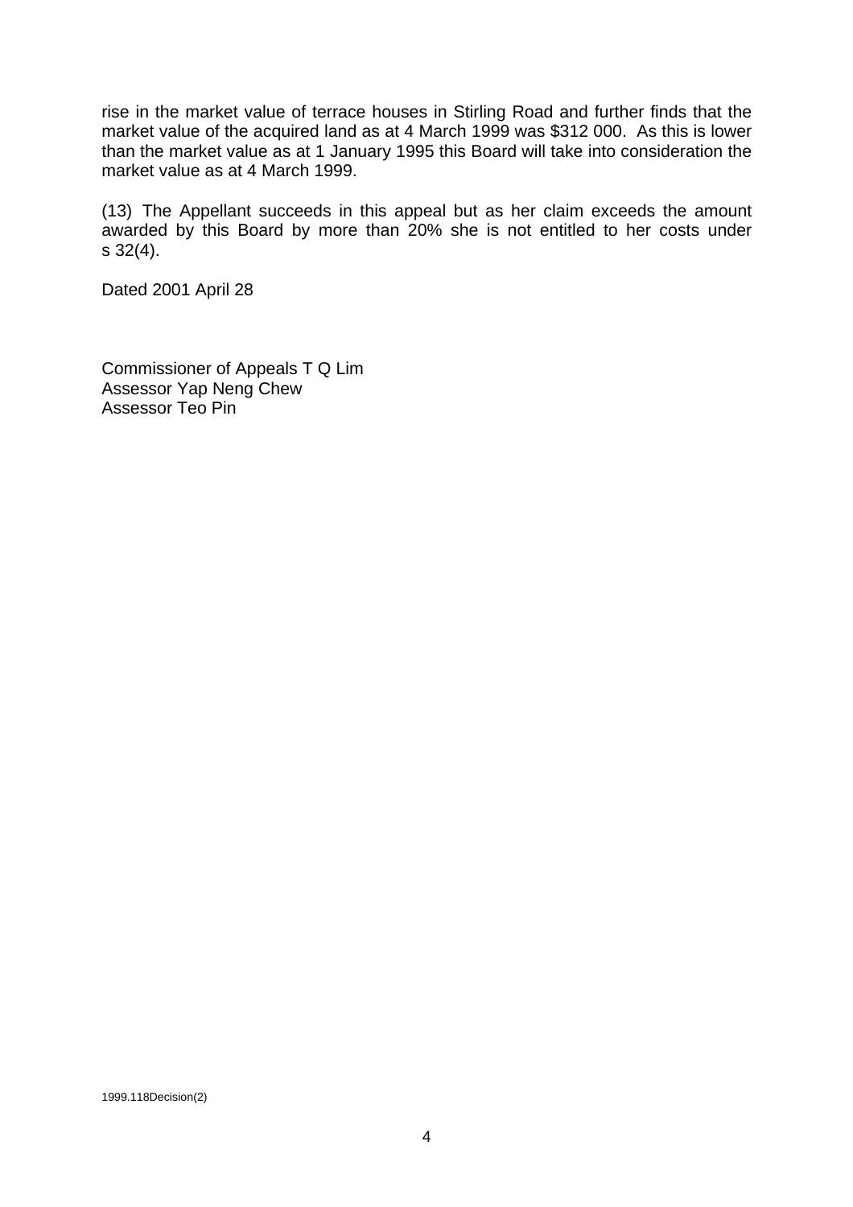rise in the market value of terrace houses in Stirling Road and further finds that the market value of the acquired land as at 4 March 1999 was $312 000. As this is lower than the market value as at 1 January 1995 this Board will take into consideration the market value as at 4 March 1999.

(13) The Appellant succeeds in this appeal but as her claim exceeds the amount awarded by this Board by more than 20% she is not entitled to her costs under s 32(4).

Dated 2001 April 28

Commissioner of Appeals T Q Lim
Assessor Yap Neng Chew
Assessor Teo Pin

1999.118Decision(2)